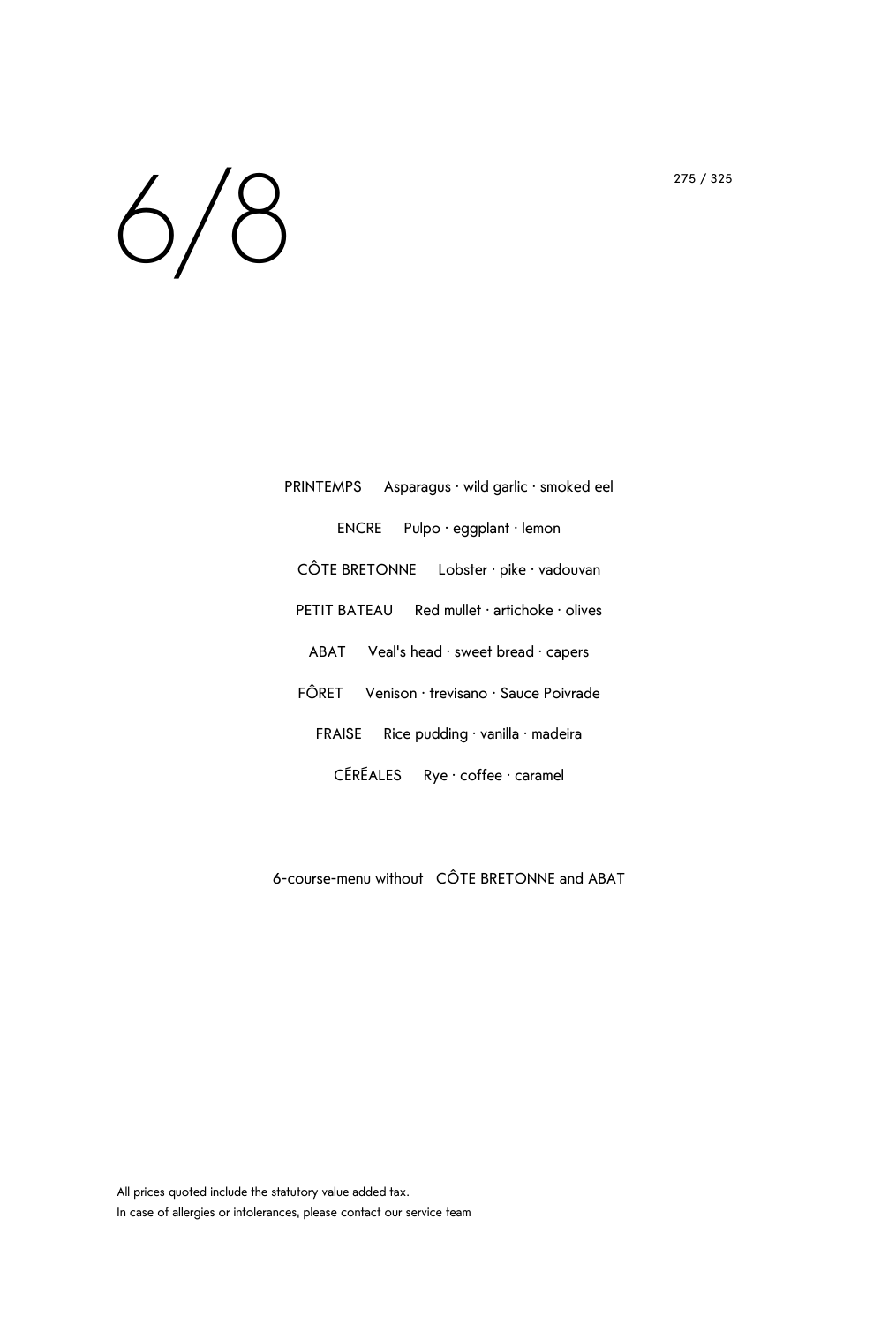# 6/8

275 / 325

PRINTEMPS Asparagus · wild garlic · smoked eel

ENCRE Pulpo · eggplant · lemon

CÔTE BRETONNE Lobster · pike · vadouvan

PETIT BATEAU Red mullet · artichoke · olives

ABAT Veal's head · sweet bread · capers

FÔRET Venison · trevisano · Sauce Poivrade

FRAISE Rice pudding · vanilla · madeira

CÉRÉALES Rye · coffee · caramel

6-course-menu without CÔTE BRETONNE and ABAT

All prices quoted include the statutory value added tax.
In case of allergies or intolerances, please contact our service team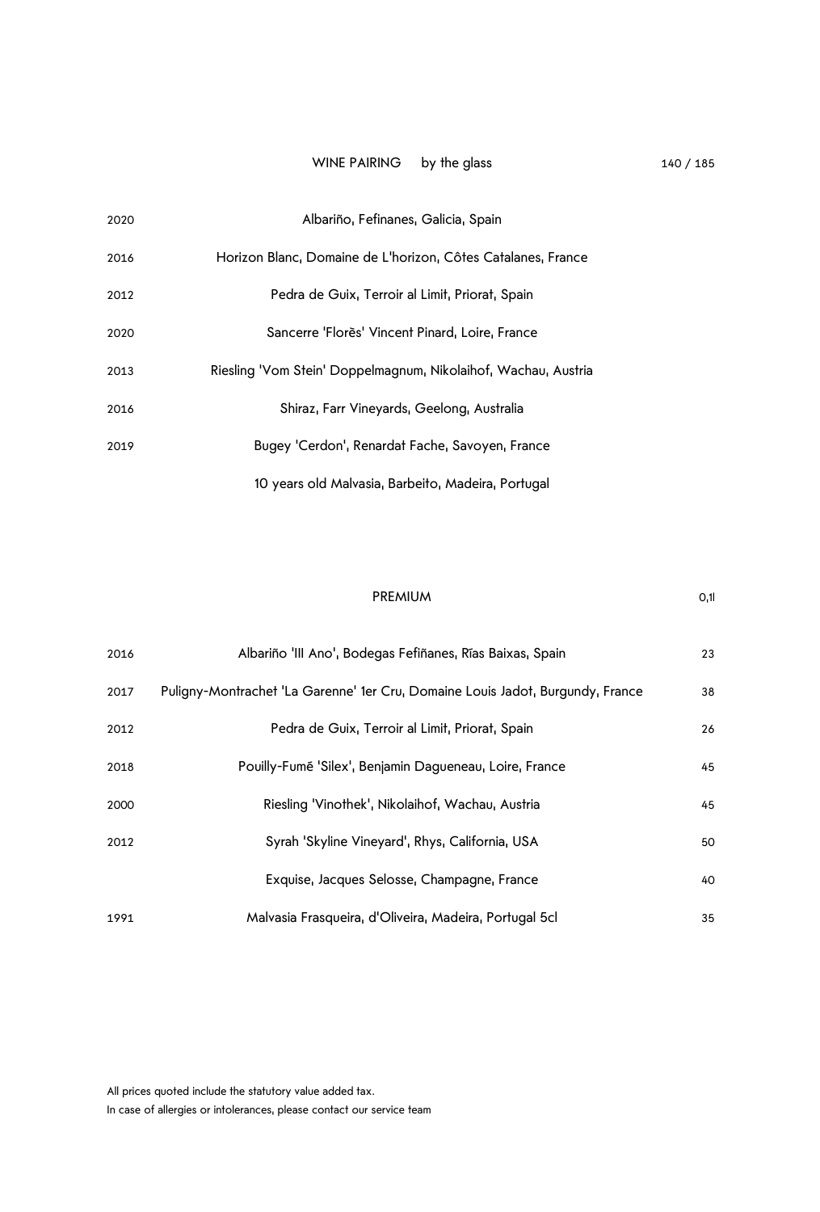## WINE PAIRING by the glass — 140 / 185

| | |
|---|---|
| 2020 | Albariño, Fefinanes, Galicia, Spain |
| 2016 | Horizon Blanc, Domaine de L'horizon, Côtes Catalanes, France |
| 2012 | Pedra de Guix, Terroir al Limit, Priorat, Spain |
| 2020 | Sancerre 'Florēs' Vincent Pinard, Loire, France |
| 2013 | Riesling 'Vom Stein' Doppelmagnum, Nikolaihof, Wachau, Austria |
| 2016 | Shiraz, Farr Vineyards, Geelong, Australia |
| 2019 | Bugey 'Cerdon', Renardat Fache, Savoyen, France |
| | 10 years old Malvasia, Barbeito, Madeira, Portugal |

## PREMIUM — 0,1l

| | | |
|---|---|---|
| 2016 | Albariño 'III Ano', Bodegas Fefiñanes, Rīas Baixas, Spain | 23 |
| 2017 | Puligny-Montrachet 'La Garenne' 1er Cru, Domaine Louis Jadot, Burgundy, France | 38 |
| 2012 | Pedra de Guix, Terroir al Limit, Priorat, Spain | 26 |
| 2018 | Pouilly-Fumē 'Silex', Benjamin Dagueneau, Loire, France | 45 |
| 2000 | Riesling 'Vinothek', Nikolaihof, Wachau, Austria | 45 |
| 2012 | Syrah 'Skyline Vineyard', Rhys, California, USA | 50 |
| | Exquise, Jacques Selosse, Champagne, France | 40 |
| 1991 | Malvasia Frasqueira, d'Oliveira, Madeira, Portugal 5cl | 35 |

All prices quoted include the statutory value added tax.
In case of allergies or intolerances, please contact our service team